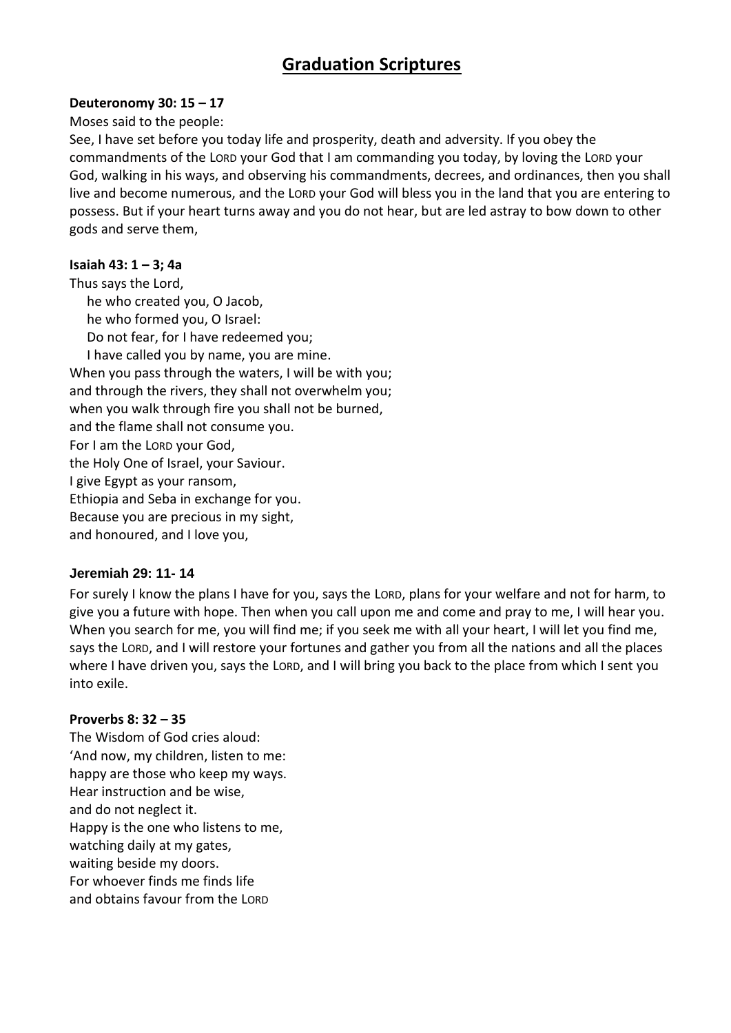# Graduation Scriptures

**Deuteronomy 30: 15 – 17**

Moses said to the people:

See, I have set before you today life and prosperity, death and adversity. If you obey the commandments of the LORD your God that I am commanding you today, by loving the LORD your God, walking in his ways, and observing his commandments, decrees, and ordinances, then you shall live and become numerous, and the LORD your God will bless you in the land that you are entering to possess. But if your heart turns away and you do not hear, but are led astray to bow down to other gods and serve them,

**Isaiah 43: 1 – 3; 4a**

Thus says the Lord,
he who created you, O Jacob,
he who formed you, O Israel:
Do not fear, for I have redeemed you;
I have called you by name, you are mine.
When you pass through the waters, I will be with you;
and through the rivers, they shall not overwhelm you;
when you walk through fire you shall not be burned,
and the flame shall not consume you.
For I am the LORD your God,
the Holy One of Israel, your Saviour.
I give Egypt as your ransom,
Ethiopia and Seba in exchange for you.
Because you are precious in my sight,
and honoured, and I love you,

**Jeremiah 29: 11- 14**

For surely I know the plans I have for you, says the LORD, plans for your welfare and not for harm, to give you a future with hope. Then when you call upon me and come and pray to me, I will hear you. When you search for me, you will find me; if you seek me with all your heart, I will let you find me, says the LORD, and I will restore your fortunes and gather you from all the nations and all the places where I have driven you, says the LORD, and I will bring you back to the place from which I sent you into exile.

**Proverbs 8: 32 – 35**

The Wisdom of God cries aloud:
'And now, my children, listen to me:
happy are those who keep my ways.
Hear instruction and be wise,
and do not neglect it.
Happy is the one who listens to me,
watching daily at my gates,
waiting beside my doors.
For whoever finds me finds life
and obtains favour from the LORD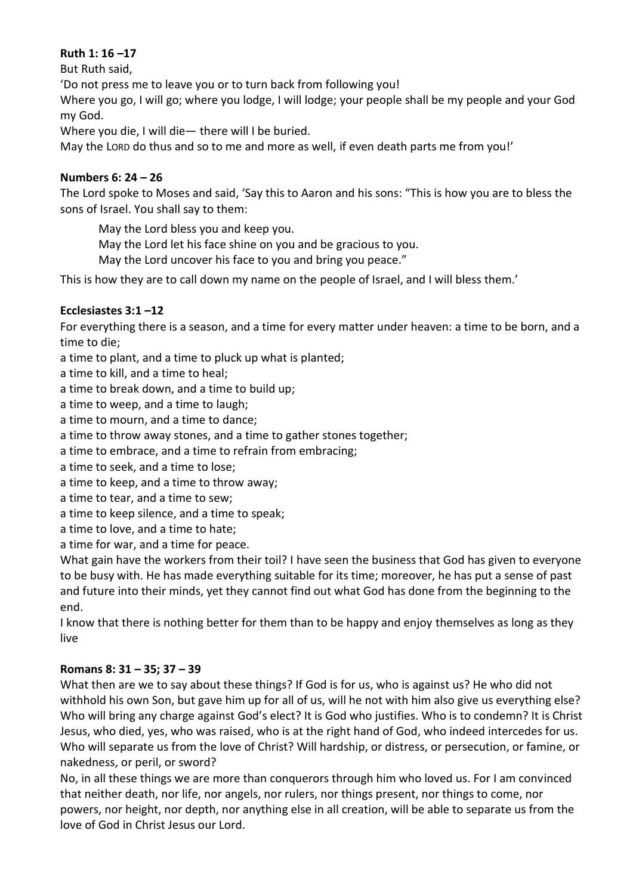**Ruth 1: 16 –17**

But Ruth said,

'Do not press me to leave you or to turn back from following you!

Where you go, I will go; where you lodge, I will lodge; your people shall be my people and your God my God.

Where you die, I will die— there will I be buried.

May the LORD do thus and so to me and more as well, if even death parts me from you!'

**Numbers 6: 24 – 26**

The Lord spoke to Moses and said, 'Say this to Aaron and his sons: "This is how you are to bless the sons of Israel. You shall say to them:

> May the Lord bless you and keep you.
> May the Lord let his face shine on you and be gracious to you.
> May the Lord uncover his face to you and bring you peace."

This is how they are to call down my name on the people of Israel, and I will bless them.'

**Ecclesiastes 3:1 –12**

For everything there is a season, and a time for every matter under heaven: a time to be born, and a time to die;

a time to plant, and a time to pluck up what is planted;

a time to kill, and a time to heal;

a time to break down, and a time to build up;

a time to weep, and a time to laugh;

a time to mourn, and a time to dance;

a time to throw away stones, and a time to gather stones together;

a time to embrace, and a time to refrain from embracing;

a time to seek, and a time to lose;

a time to keep, and a time to throw away;

a time to tear, and a time to sew;

a time to keep silence, and a time to speak;

a time to love, and a time to hate;

a time for war, and a time for peace.

What gain have the workers from their toil? I have seen the business that God has given to everyone to be busy with. He has made everything suitable for its time; moreover, he has put a sense of past and future into their minds, yet they cannot find out what God has done from the beginning to the end.

I know that there is nothing better for them than to be happy and enjoy themselves as long as they live

**Romans 8: 31 – 35; 37 – 39**

What then are we to say about these things? If God is for us, who is against us? He who did not withhold his own Son, but gave him up for all of us, will he not with him also give us everything else? Who will bring any charge against God's elect? It is God who justifies. Who is to condemn? It is Christ Jesus, who died, yes, who was raised, who is at the right hand of God, who indeed intercedes for us. Who will separate us from the love of Christ? Will hardship, or distress, or persecution, or famine, or nakedness, or peril, or sword?

No, in all these things we are more than conquerors through him who loved us. For I am convinced that neither death, nor life, nor angels, nor rulers, nor things present, nor things to come, nor powers, nor height, nor depth, nor anything else in all creation, will be able to separate us from the love of God in Christ Jesus our Lord.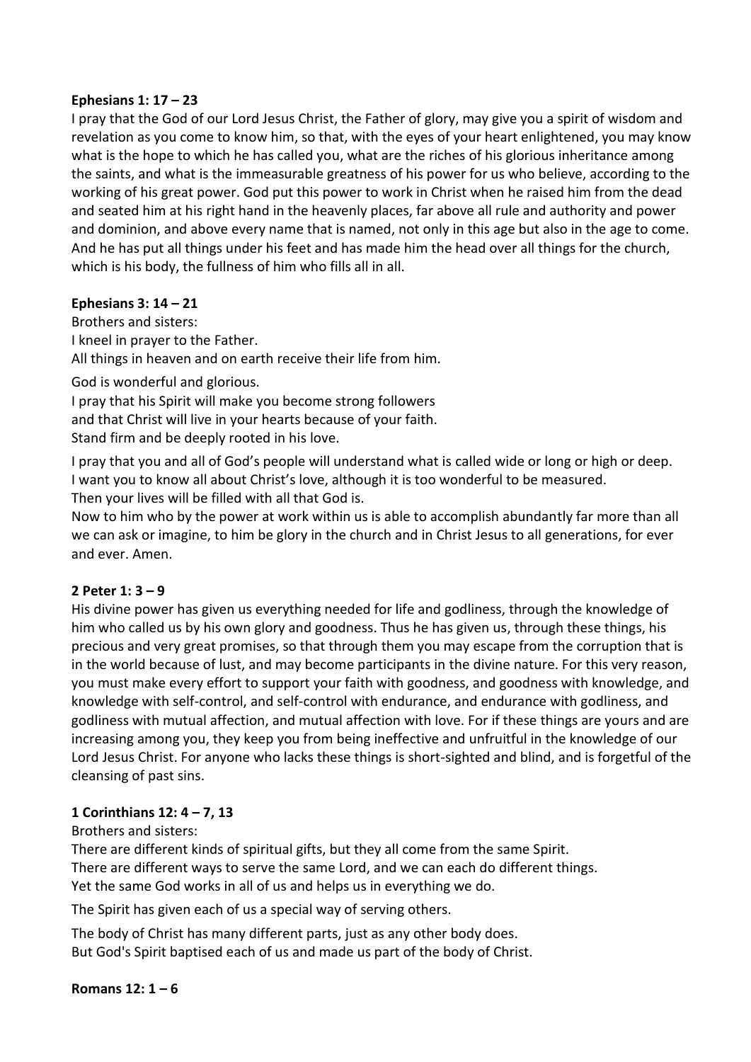**Ephesians 1: 17 – 23**

I pray that the God of our Lord Jesus Christ, the Father of glory, may give you a spirit of wisdom and revelation as you come to know him, so that, with the eyes of your heart enlightened, you may know what is the hope to which he has called you, what are the riches of his glorious inheritance among the saints, and what is the immeasurable greatness of his power for us who believe, according to the working of his great power. God put this power to work in Christ when he raised him from the dead and seated him at his right hand in the heavenly places, far above all rule and authority and power and dominion, and above every name that is named, not only in this age but also in the age to come. And he has put all things under his feet and has made him the head over all things for the church, which is his body, the fullness of him who fills all in all.

**Ephesians 3: 14 – 21**

Brothers and sisters:
I kneel in prayer to the Father.
All things in heaven and on earth receive their life from him.

God is wonderful and glorious.
I pray that his Spirit will make you become strong followers
and that Christ will live in your hearts because of your faith.
Stand firm and be deeply rooted in his love.

I pray that you and all of God's people will understand what is called wide or long or high or deep.
I want you to know all about Christ's love, although it is too wonderful to be measured.
Then your lives will be filled with all that God is.
Now to him who by the power at work within us is able to accomplish abundantly far more than all we can ask or imagine, to him be glory in the church and in Christ Jesus to all generations, for ever and ever. Amen.

**2 Peter 1: 3 – 9**

His divine power has given us everything needed for life and godliness, through the knowledge of him who called us by his own glory and goodness. Thus he has given us, through these things, his precious and very great promises, so that through them you may escape from the corruption that is in the world because of lust, and may become participants in the divine nature. For this very reason, you must make every effort to support your faith with goodness, and goodness with knowledge, and knowledge with self-control, and self-control with endurance, and endurance with godliness, and godliness with mutual affection, and mutual affection with love. For if these things are yours and are increasing among you, they keep you from being ineffective and unfruitful in the knowledge of our Lord Jesus Christ. For anyone who lacks these things is short-sighted and blind, and is forgetful of the cleansing of past sins.

**1 Corinthians 12: 4 – 7, 13**

Brothers and sisters:
There are different kinds of spiritual gifts, but they all come from the same Spirit.
There are different ways to serve the same Lord, and we can each do different things.
Yet the same God works in all of us and helps us in everything we do.

The Spirit has given each of us a special way of serving others.

The body of Christ has many different parts, just as any other body does.
But God's Spirit baptised each of us and made us part of the body of Christ.

**Romans 12: 1 – 6**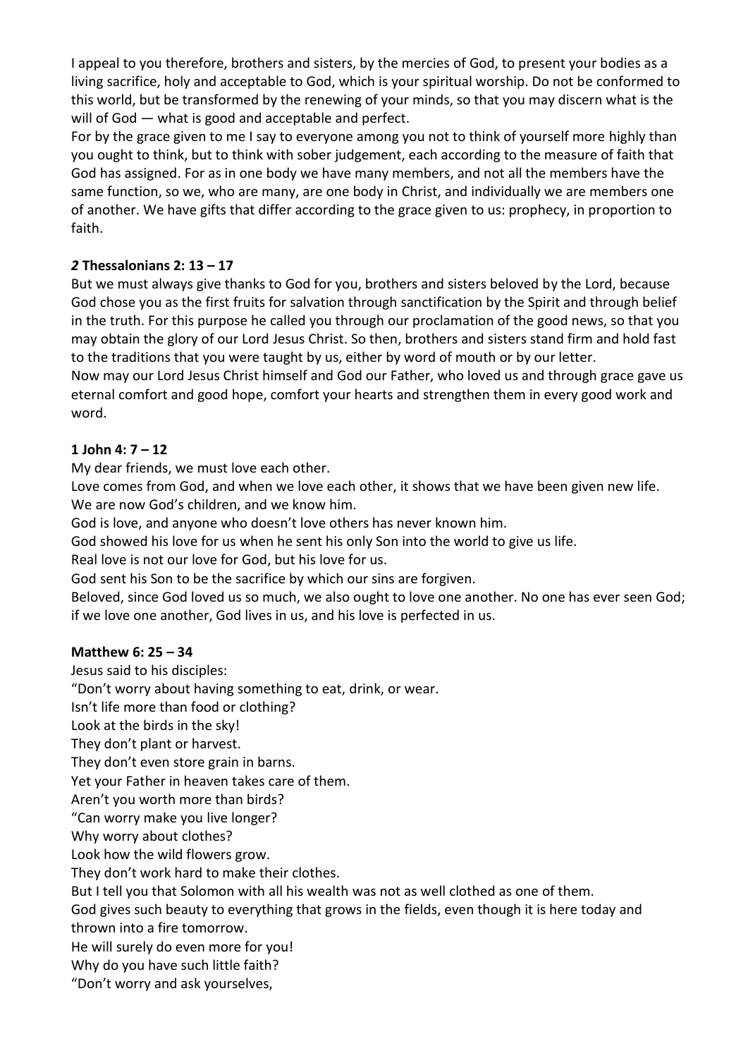I appeal to you therefore, brothers and sisters, by the mercies of God, to present your bodies as a living sacrifice, holy and acceptable to God, which is your spiritual worship. Do not be conformed to this world, but be transformed by the renewing of your minds, so that you may discern what is the will of God — what is good and acceptable and perfect.

For by the grace given to me I say to everyone among you not to think of yourself more highly than you ought to think, but to think with sober judgement, each according to the measure of faith that God has assigned. For as in one body we have many members, and not all the members have the same function, so we, who are many, are one body in Christ, and individually we are members one of another. We have gifts that differ according to the grace given to us: prophecy, in proportion to faith.

**_2_ Thessalonians 2: 13 – 17**

But we must always give thanks to God for you, brothers and sisters beloved by the Lord, because God chose you as the first fruits for salvation through sanctification by the Spirit and through belief in the truth. For this purpose he called you through our proclamation of the good news, so that you may obtain the glory of our Lord Jesus Christ. So then, brothers and sisters stand firm and hold fast to the traditions that you were taught by us, either by word of mouth or by our letter.

Now may our Lord Jesus Christ himself and God our Father, who loved us and through grace gave us eternal comfort and good hope, comfort your hearts and strengthen them in every good work and word.

**1 John 4: 7 – 12**

My dear friends, we must love each other.

Love comes from God, and when we love each other, it shows that we have been given new life.

We are now God's children, and we know him.

God is love, and anyone who doesn't love others has never known him.

God showed his love for us when he sent his only Son into the world to give us life.

Real love is not our love for God, but his love for us.

God sent his Son to be the sacrifice by which our sins are forgiven.

Beloved, since God loved us so much, we also ought to love one another. No one has ever seen God; if we love one another, God lives in us, and his love is perfected in us.

**Matthew 6: 25 – 34**

Jesus said to his disciples:

"Don't worry about having something to eat, drink, or wear.

Isn't life more than food or clothing?

Look at the birds in the sky!

They don't plant or harvest.

They don't even store grain in barns.

Yet your Father in heaven takes care of them.

Aren't you worth more than birds?

"Can worry make you live longer?

Why worry about clothes?

Look how the wild flowers grow.

They don't work hard to make their clothes.

But I tell you that Solomon with all his wealth was not as well clothed as one of them.

God gives such beauty to everything that grows in the fields, even though it is here today and thrown into a fire tomorrow.

He will surely do even more for you!

Why do you have such little faith?

"Don't worry and ask yourselves,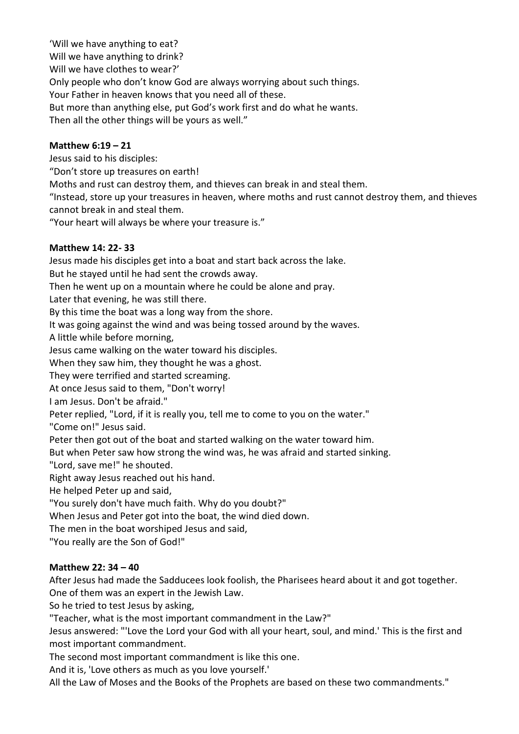'Will we have anything to eat?
Will we have anything to drink?
Will we have clothes to wear?'
Only people who don't know God are always worrying about such things.
Your Father in heaven knows that you need all of these.
But more than anything else, put God's work first and do what he wants.
Then all the other things will be yours as well."

**Matthew 6:19 – 21**

Jesus said to his disciples:
"Don't store up treasures on earth!
Moths and rust can destroy them, and thieves can break in and steal them.
"Instead, store up your treasures in heaven, where moths and rust cannot destroy them, and thieves cannot break in and steal them.
"Your heart will always be where your treasure is."

**Matthew 14: 22- 33**

Jesus made his disciples get into a boat and start back across the lake.
But he stayed until he had sent the crowds away.
Then he went up on a mountain where he could be alone and pray.
Later that evening, he was still there.
By this time the boat was a long way from the shore.
It was going against the wind and was being tossed around by the waves.
A little while before morning,
Jesus came walking on the water toward his disciples.
When they saw him, they thought he was a ghost.
They were terrified and started screaming.
At once Jesus said to them, "Don't worry!
I am Jesus. Don't be afraid."
Peter replied, "Lord, if it is really you, tell me to come to you on the water."
"Come on!" Jesus said.
Peter then got out of the boat and started walking on the water toward him.
But when Peter saw how strong the wind was, he was afraid and started sinking.
"Lord, save me!" he shouted.
Right away Jesus reached out his hand.
He helped Peter up and said,
"You surely don't have much faith. Why do you doubt?"
When Jesus and Peter got into the boat, the wind died down.
The men in the boat worshiped Jesus and said,
"You really are the Son of God!"

**Matthew 22: 34 – 40**

After Jesus had made the Sadducees look foolish, the Pharisees heard about it and got together.
One of them was an expert in the Jewish Law.
So he tried to test Jesus by asking,
"Teacher, what is the most important commandment in the Law?"
Jesus answered: "'Love the Lord your God with all your heart, soul, and mind.' This is the first and most important commandment.
The second most important commandment is like this one.
And it is, 'Love others as much as you love yourself.'
All the Law of Moses and the Books of the Prophets are based on these two commandments."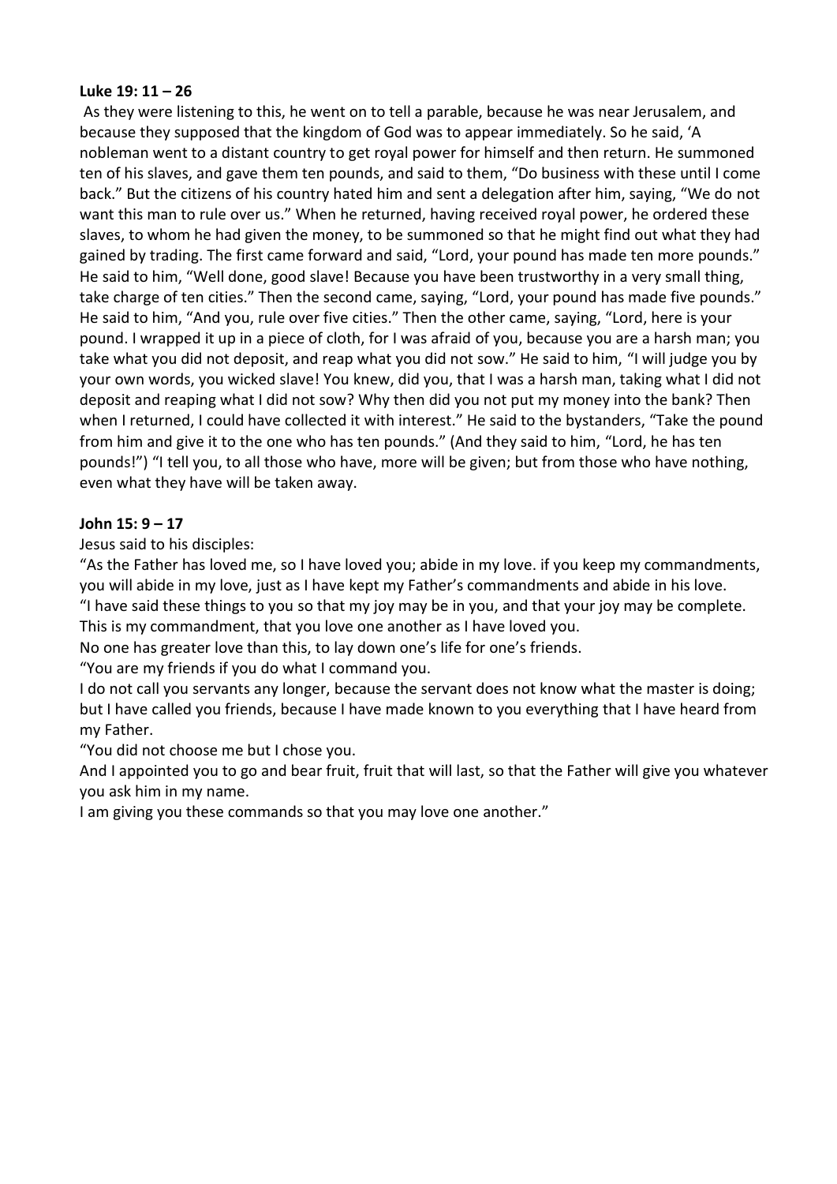**Luke 19: 11 – 26**

As they were listening to this, he went on to tell a parable, because he was near Jerusalem, and because they supposed that the kingdom of God was to appear immediately. So he said, 'A nobleman went to a distant country to get royal power for himself and then return. He summoned ten of his slaves, and gave them ten pounds, and said to them, "Do business with these until I come back." But the citizens of his country hated him and sent a delegation after him, saying, "We do not want this man to rule over us." When he returned, having received royal power, he ordered these slaves, to whom he had given the money, to be summoned so that he might find out what they had gained by trading. The first came forward and said, "Lord, your pound has made ten more pounds." He said to him, "Well done, good slave! Because you have been trustworthy in a very small thing, take charge of ten cities." Then the second came, saying, "Lord, your pound has made five pounds." He said to him, "And you, rule over five cities." Then the other came, saying, "Lord, here is your pound. I wrapped it up in a piece of cloth, for I was afraid of you, because you are a harsh man; you take what you did not deposit, and reap what you did not sow." He said to him, "I will judge you by your own words, you wicked slave! You knew, did you, that I was a harsh man, taking what I did not deposit and reaping what I did not sow? Why then did you not put my money into the bank? Then when I returned, I could have collected it with interest." He said to the bystanders, "Take the pound from him and give it to the one who has ten pounds." (And they said to him, "Lord, he has ten pounds!") "I tell you, to all those who have, more will be given; but from those who have nothing, even what they have will be taken away.

**John 15: 9 – 17**

Jesus said to his disciples:

"As the Father has loved me, so I have loved you; abide in my love. if you keep my commandments, you will abide in my love, just as I have kept my Father's commandments and abide in his love.

"I have said these things to you so that my joy may be in you, and that your joy may be complete.

This is my commandment, that you love one another as I have loved you.

No one has greater love than this, to lay down one's life for one's friends.

"You are my friends if you do what I command you.

I do not call you servants any longer, because the servant does not know what the master is doing; but I have called you friends, because I have made known to you everything that I have heard from my Father.

"You did not choose me but I chose you.

And I appointed you to go and bear fruit, fruit that will last, so that the Father will give you whatever you ask him in my name.

I am giving you these commands so that you may love one another."